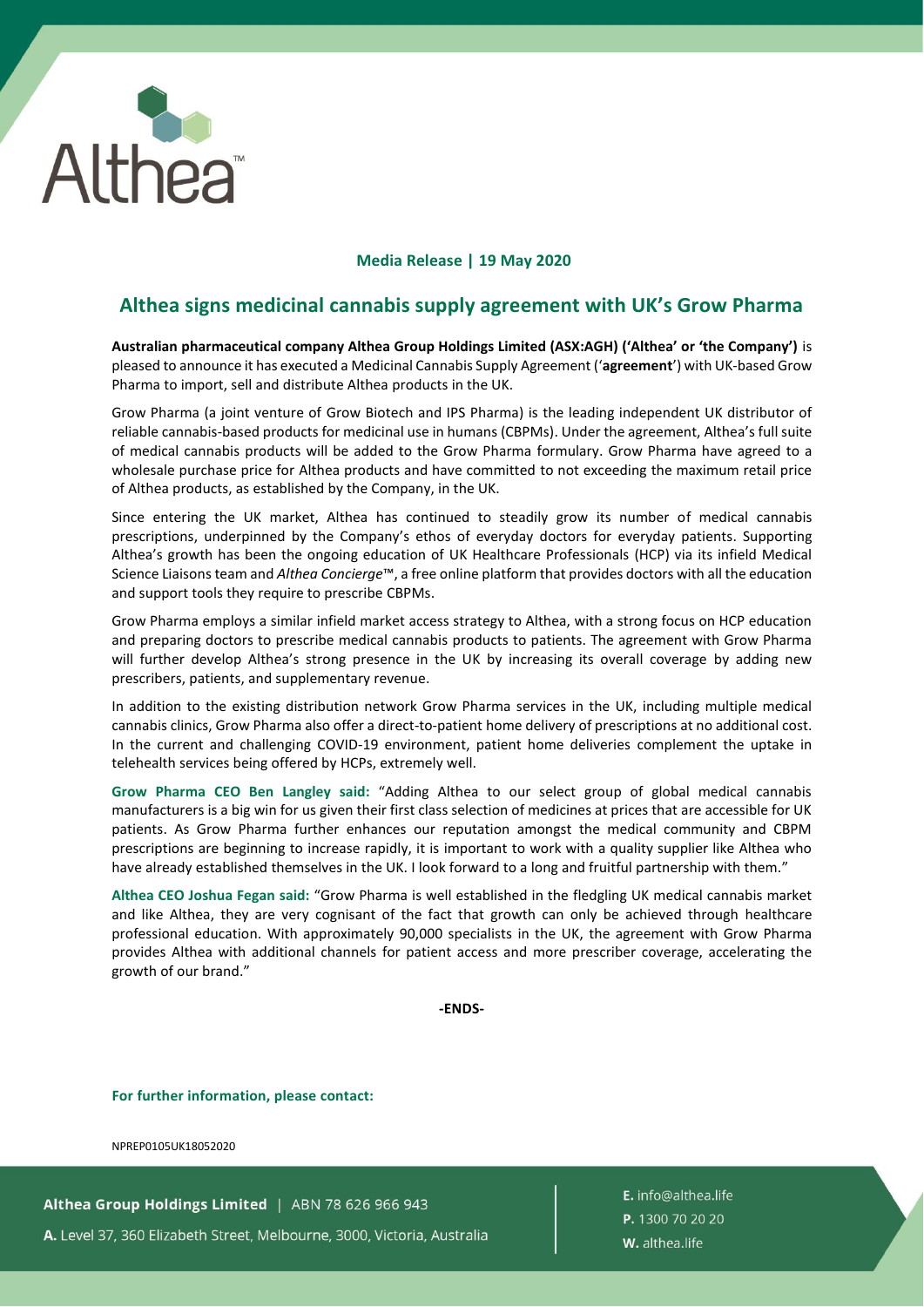Althea™

**Media Release | 19 May 2020**

# Althea signs medicinal cannabis supply agreement with UK's Grow Pharma

**Australian pharmaceutical company Althea Group Holdings Limited (ASX:AGH) ('Althea' or 'the Company')** is pleased to announce it has executed a Medicinal Cannabis Supply Agreement ('**agreement**') with UK-based Grow Pharma to import, sell and distribute Althea products in the UK.

Grow Pharma (a joint venture of Grow Biotech and IPS Pharma) is the leading independent UK distributor of reliable cannabis-based products for medicinal use in humans (CBPMs). Under the agreement, Althea's full suite of medical cannabis products will be added to the Grow Pharma formulary. Grow Pharma have agreed to a wholesale purchase price for Althea products and have committed to not exceeding the maximum retail price of Althea products, as established by the Company, in the UK.

Since entering the UK market, Althea has continued to steadily grow its number of medical cannabis prescriptions, underpinned by the Company's ethos of everyday doctors for everyday patients. Supporting Althea's growth has been the ongoing education of UK Healthcare Professionals (HCP) via its infield Medical Science Liaisons team and *Althea Concierge*™, a free online platform that provides doctors with all the education and support tools they require to prescribe CBPMs.

Grow Pharma employs a similar infield market access strategy to Althea, with a strong focus on HCP education and preparing doctors to prescribe medical cannabis products to patients. The agreement with Grow Pharma will further develop Althea's strong presence in the UK by increasing its overall coverage by adding new prescribers, patients, and supplementary revenue.

In addition to the existing distribution network Grow Pharma services in the UK, including multiple medical cannabis clinics, Grow Pharma also offer a direct-to-patient home delivery of prescriptions at no additional cost. In the current and challenging COVID-19 environment, patient home deliveries complement the uptake in telehealth services being offered by HCPs, extremely well.

**Grow Pharma CEO Ben Langley said:** "Adding Althea to our select group of global medical cannabis manufacturers is a big win for us given their first class selection of medicines at prices that are accessible for UK patients. As Grow Pharma further enhances our reputation amongst the medical community and CBPM prescriptions are beginning to increase rapidly, it is important to work with a quality supplier like Althea who have already established themselves in the UK. I look forward to a long and fruitful partnership with them."

**Althea CEO Joshua Fegan said:** "Grow Pharma is well established in the fledgling UK medical cannabis market and like Althea, they are very cognisant of the fact that growth can only be achieved through healthcare professional education. With approximately 90,000 specialists in the UK, the agreement with Grow Pharma provides Althea with additional channels for patient access and more prescriber coverage, accelerating the growth of our brand."

**-ENDS-**

**For further information, please contact:**

NPREP0105UK18052020

**Althea Group Holdings Limited** | ABN 78 626 966 943
**A.** Level 37, 360 Elizabeth Street, Melbourne, 3000, Victoria, Australia

**E.** info@althea.life
**P.** 1300 70 20 20
**W.** althea.life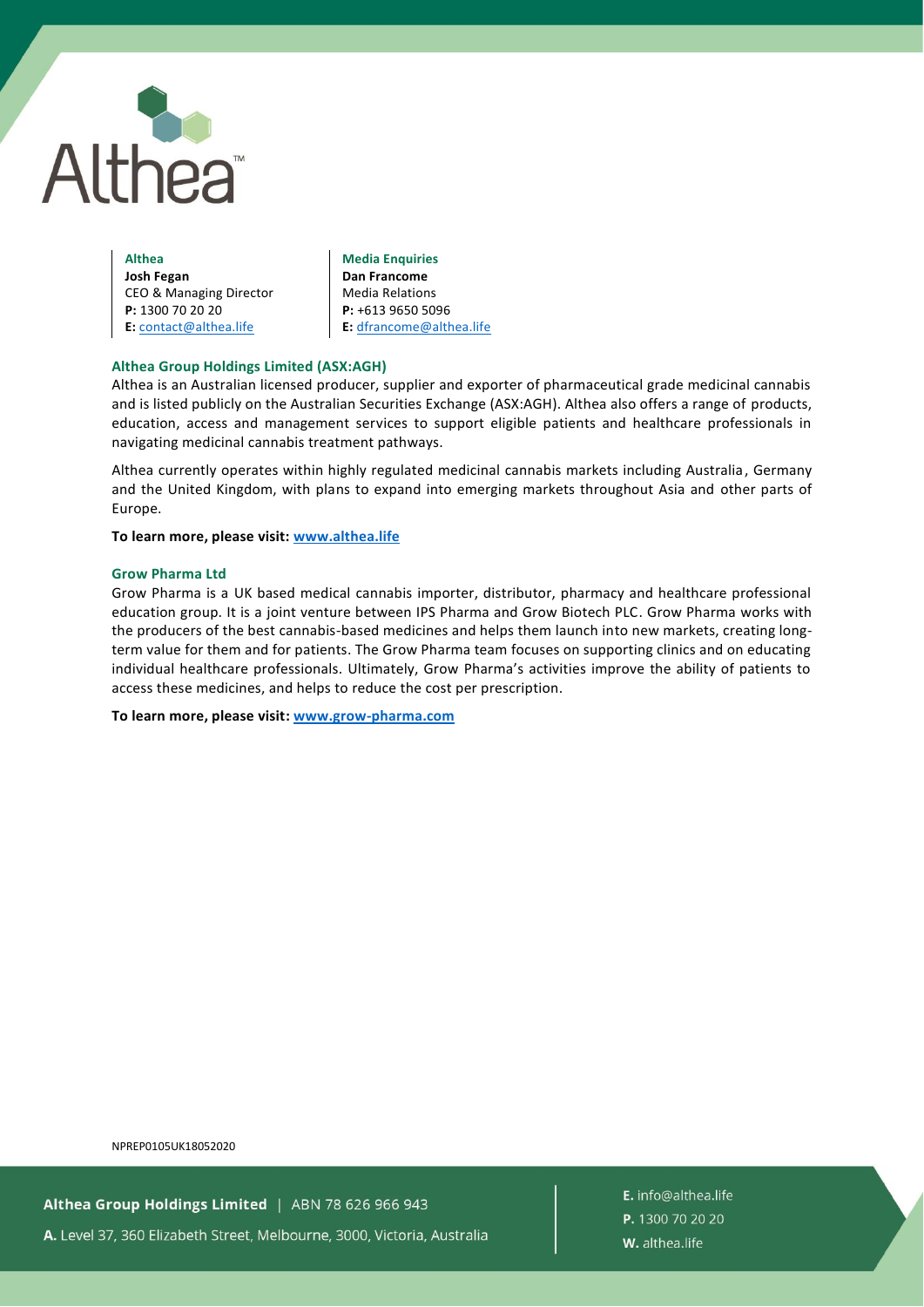**Althea**
**Josh Fegan**
CEO & Managing Director
**P:** 1300 70 20 20
**E:** contact@althea.life

**Media Enquiries**
**Dan Francome**
Media Relations
**P:** +613 9650 5096
**E:** dfrancome@althea.life

## Althea Group Holdings Limited (ASX:AGH)

Althea is an Australian licensed producer, supplier and exporter of pharmaceutical grade medicinal cannabis and is listed publicly on the Australian Securities Exchange (ASX:AGH). Althea also offers a range of products, education, access and management services to support eligible patients and healthcare professionals in navigating medicinal cannabis treatment pathways.

Althea currently operates within highly regulated medicinal cannabis markets including Australia, Germany and the United Kingdom, with plans to expand into emerging markets throughout Asia and other parts of Europe.

**To learn more, please visit: www.althea.life**

## Grow Pharma Ltd

Grow Pharma is a UK based medical cannabis importer, distributor, pharmacy and healthcare professional education group. It is a joint venture between IPS Pharma and Grow Biotech PLC. Grow Pharma works with the producers of the best cannabis-based medicines and helps them launch into new markets, creating long-term value for them and for patients. The Grow Pharma team focuses on supporting clinics and on educating individual healthcare professionals. Ultimately, Grow Pharma's activities improve the ability of patients to access these medicines, and helps to reduce the cost per prescription.

**To learn more, please visit: www.grow-pharma.com**

NPREP0105UK18052020